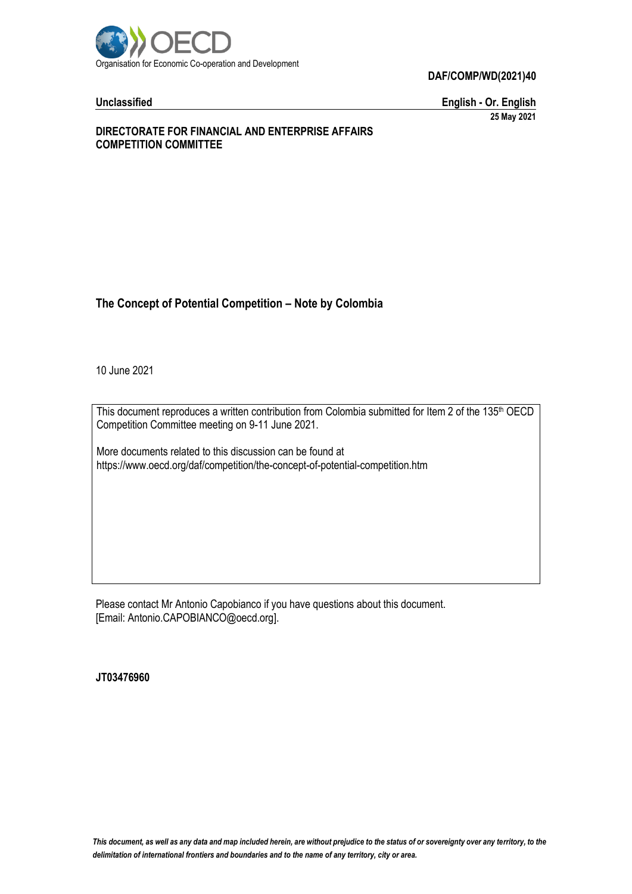Organisation for Economic Co-operation and Development

**DAF/COMP/WD(2021)40**

**Unclassified** **English - Or. English**

**25 May 2021**

**DIRECTORATE FOR FINANCIAL AND ENTERPRISE AFFAIRS**
**COMPETITION COMMITTEE**

# The Concept of Potential Competition – Note by Colombia

10 June 2021

This document reproduces a written contribution from Colombia submitted for Item 2 of the 135th OECD Competition Committee meeting on 9-11 June 2021.

More documents related to this discussion can be found at
https://www.oecd.org/daf/competition/the-concept-of-potential-competition.htm

Please contact Mr Antonio Capobianco if you have questions about this document.
[Email: Antonio.CAPOBIANCO@oecd.org].

**JT03476960**

*This document, as well as any data and map included herein, are without prejudice to the status of or sovereignty over any territory, to the delimitation of international frontiers and boundaries and to the name of any territory, city or area.*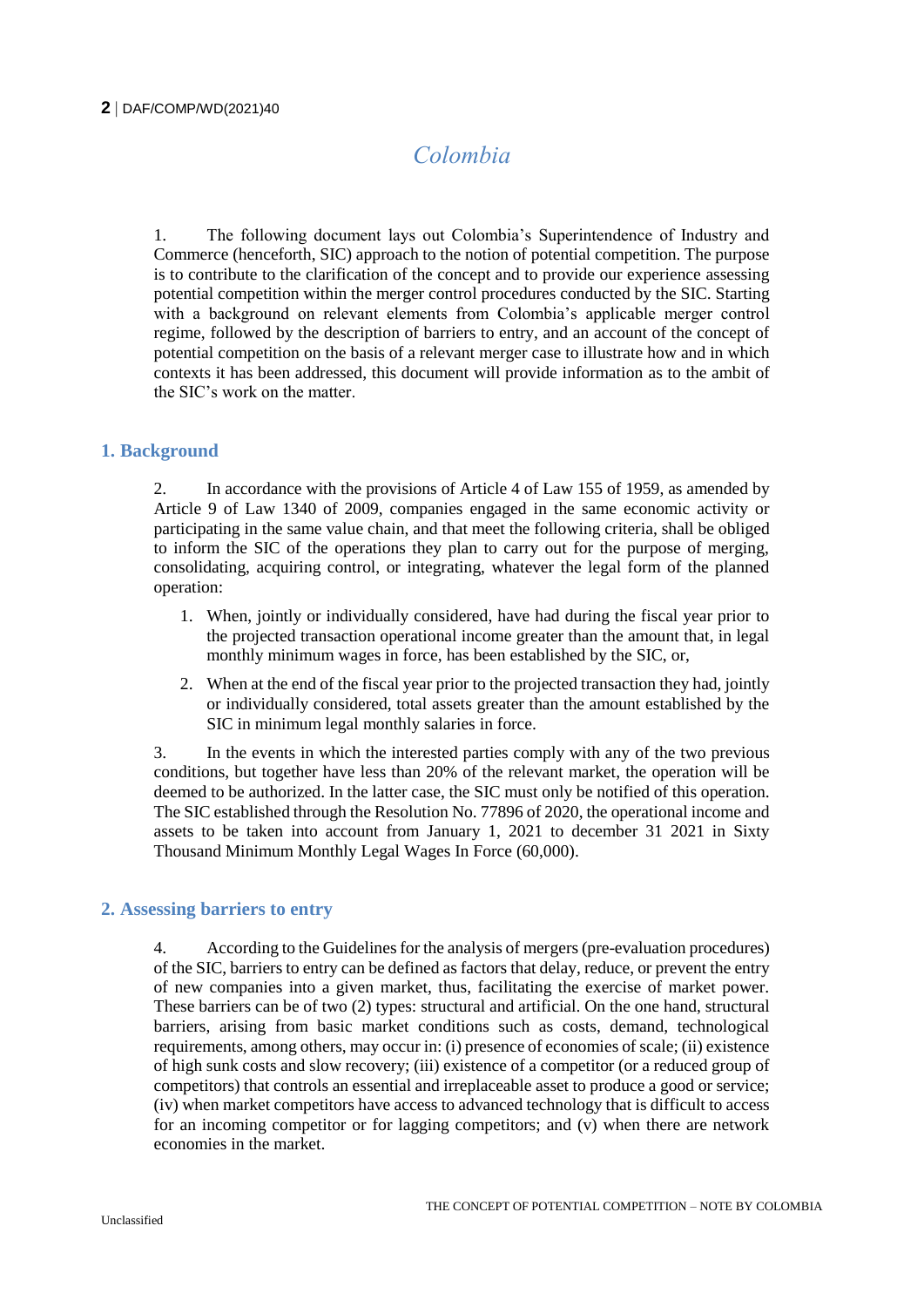# Colombia

1. The following document lays out Colombia's Superintendence of Industry and Commerce (henceforth, SIC) approach to the notion of potential competition. The purpose is to contribute to the clarification of the concept and to provide our experience assessing potential competition within the merger control procedures conducted by the SIC. Starting with a background on relevant elements from Colombia's applicable merger control regime, followed by the description of barriers to entry, and an account of the concept of potential competition on the basis of a relevant merger case to illustrate how and in which contexts it has been addressed, this document will provide information as to the ambit of the SIC's work on the matter.

## 1. Background

2. In accordance with the provisions of Article 4 of Law 155 of 1959, as amended by Article 9 of Law 1340 of 2009, companies engaged in the same economic activity or participating in the same value chain, and that meet the following criteria, shall be obliged to inform the SIC of the operations they plan to carry out for the purpose of merging, consolidating, acquiring control, or integrating, whatever the legal form of the planned operation:

1. When, jointly or individually considered, have had during the fiscal year prior to the projected transaction operational income greater than the amount that, in legal monthly minimum wages in force, has been established by the SIC, or,
2. When at the end of the fiscal year prior to the projected transaction they had, jointly or individually considered, total assets greater than the amount established by the SIC in minimum legal monthly salaries in force.

3. In the events in which the interested parties comply with any of the two previous conditions, but together have less than 20% of the relevant market, the operation will be deemed to be authorized. In the latter case, the SIC must only be notified of this operation. The SIC established through the Resolution No. 77896 of 2020, the operational income and assets to be taken into account from January 1, 2021 to december 31 2021 in Sixty Thousand Minimum Monthly Legal Wages In Force (60,000).

## 2. Assessing barriers to entry

4. According to the Guidelines for the analysis of mergers (pre-evaluation procedures) of the SIC, barriers to entry can be defined as factors that delay, reduce, or prevent the entry of new companies into a given market, thus, facilitating the exercise of market power. These barriers can be of two (2) types: structural and artificial. On the one hand, structural barriers, arising from basic market conditions such as costs, demand, technological requirements, among others, may occur in: (i) presence of economies of scale; (ii) existence of high sunk costs and slow recovery; (iii) existence of a competitor (or a reduced group of competitors) that controls an essential and irreplaceable asset to produce a good or service; (iv) when market competitors have access to advanced technology that is difficult to access for an incoming competitor or for lagging competitors; and (v) when there are network economies in the market.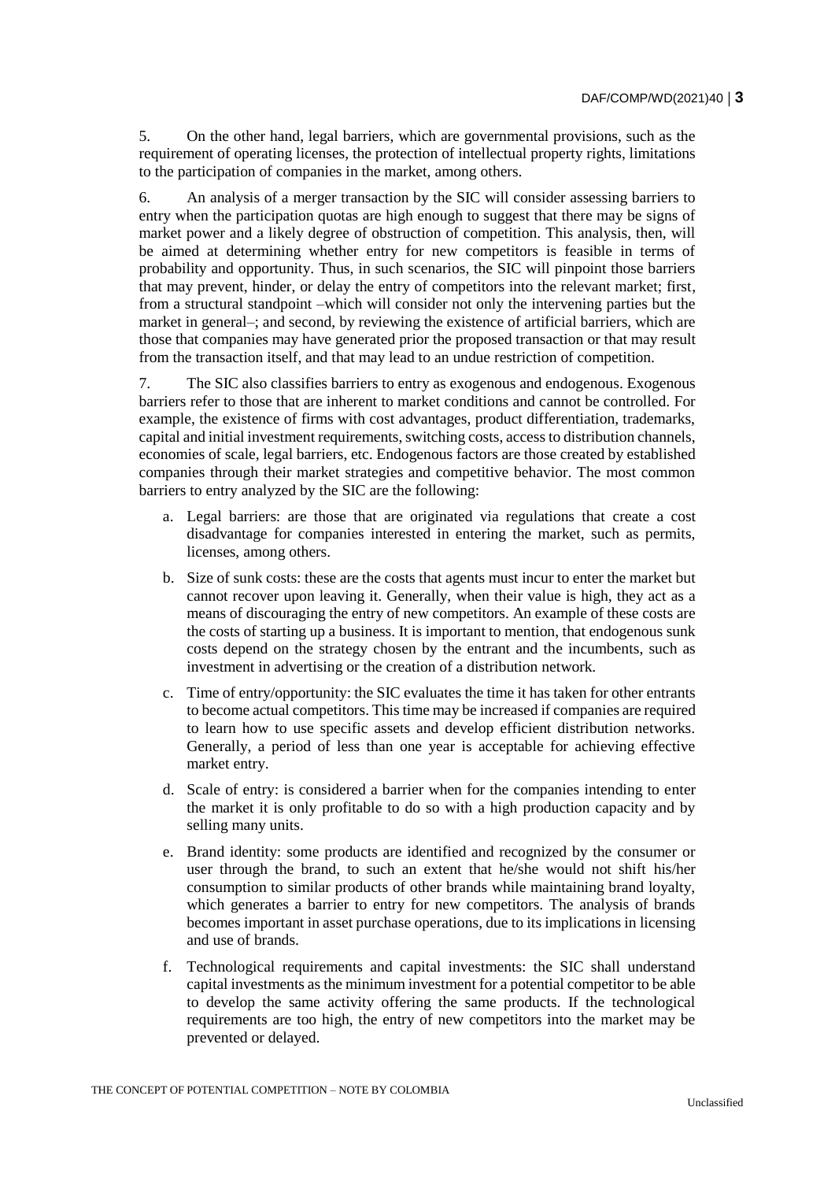5. On the other hand, legal barriers, which are governmental provisions, such as the requirement of operating licenses, the protection of intellectual property rights, limitations to the participation of companies in the market, among others.

6. An analysis of a merger transaction by the SIC will consider assessing barriers to entry when the participation quotas are high enough to suggest that there may be signs of market power and a likely degree of obstruction of competition. This analysis, then, will be aimed at determining whether entry for new competitors is feasible in terms of probability and opportunity. Thus, in such scenarios, the SIC will pinpoint those barriers that may prevent, hinder, or delay the entry of competitors into the relevant market; first, from a structural standpoint –which will consider not only the intervening parties but the market in general–; and second, by reviewing the existence of artificial barriers, which are those that companies may have generated prior the proposed transaction or that may result from the transaction itself, and that may lead to an undue restriction of competition.

7. The SIC also classifies barriers to entry as exogenous and endogenous. Exogenous barriers refer to those that are inherent to market conditions and cannot be controlled. For example, the existence of firms with cost advantages, product differentiation, trademarks, capital and initial investment requirements, switching costs, access to distribution channels, economies of scale, legal barriers, etc. Endogenous factors are those created by established companies through their market strategies and competitive behavior. The most common barriers to entry analyzed by the SIC are the following:

a. Legal barriers: are those that are originated via regulations that create a cost disadvantage for companies interested in entering the market, such as permits, licenses, among others.

b. Size of sunk costs: these are the costs that agents must incur to enter the market but cannot recover upon leaving it. Generally, when their value is high, they act as a means of discouraging the entry of new competitors. An example of these costs are the costs of starting up a business. It is important to mention, that endogenous sunk costs depend on the strategy chosen by the entrant and the incumbents, such as investment in advertising or the creation of a distribution network.

c. Time of entry/opportunity: the SIC evaluates the time it has taken for other entrants to become actual competitors. This time may be increased if companies are required to learn how to use specific assets and develop efficient distribution networks. Generally, a period of less than one year is acceptable for achieving effective market entry.

d. Scale of entry: is considered a barrier when for the companies intending to enter the market it is only profitable to do so with a high production capacity and by selling many units.

e. Brand identity: some products are identified and recognized by the consumer or user through the brand, to such an extent that he/she would not shift his/her consumption to similar products of other brands while maintaining brand loyalty, which generates a barrier to entry for new competitors. The analysis of brands becomes important in asset purchase operations, due to its implications in licensing and use of brands.

f. Technological requirements and capital investments: the SIC shall understand capital investments as the minimum investment for a potential competitor to be able to develop the same activity offering the same products. If the technological requirements are too high, the entry of new competitors into the market may be prevented or delayed.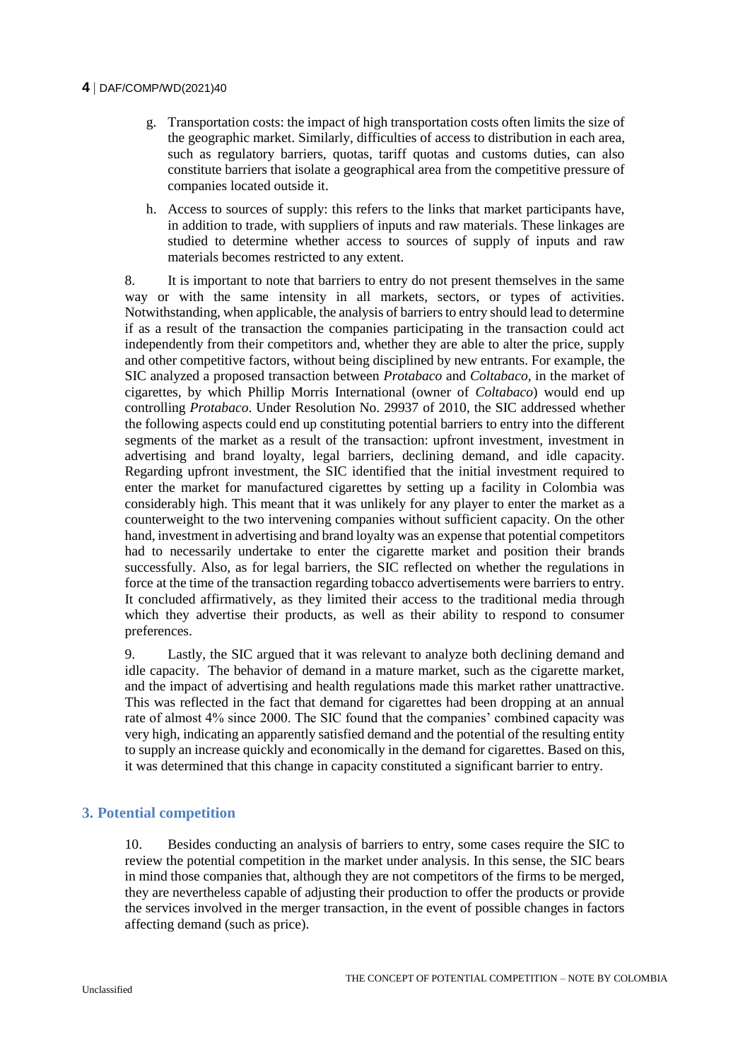g. Transportation costs: the impact of high transportation costs often limits the size of the geographic market. Similarly, difficulties of access to distribution in each area, such as regulatory barriers, quotas, tariff quotas and customs duties, can also constitute barriers that isolate a geographical area from the competitive pressure of companies located outside it.

h. Access to sources of supply: this refers to the links that market participants have, in addition to trade, with suppliers of inputs and raw materials. These linkages are studied to determine whether access to sources of supply of inputs and raw materials becomes restricted to any extent.

8. It is important to note that barriers to entry do not present themselves in the same way or with the same intensity in all markets, sectors, or types of activities. Notwithstanding, when applicable, the analysis of barriers to entry should lead to determine if as a result of the transaction the companies participating in the transaction could act independently from their competitors and, whether they are able to alter the price, supply and other competitive factors, without being disciplined by new entrants. For example, the SIC analyzed a proposed transaction between *Protabaco* and *Coltabaco,* in the market of cigarettes, by which Phillip Morris International (owner of *Coltabaco*) would end up controlling *Protabaco*. Under Resolution No. 29937 of 2010, the SIC addressed whether the following aspects could end up constituting potential barriers to entry into the different segments of the market as a result of the transaction: upfront investment, investment in advertising and brand loyalty, legal barriers, declining demand, and idle capacity. Regarding upfront investment, the SIC identified that the initial investment required to enter the market for manufactured cigarettes by setting up a facility in Colombia was considerably high. This meant that it was unlikely for any player to enter the market as a counterweight to the two intervening companies without sufficient capacity. On the other hand, investment in advertising and brand loyalty was an expense that potential competitors had to necessarily undertake to enter the cigarette market and position their brands successfully. Also, as for legal barriers, the SIC reflected on whether the regulations in force at the time of the transaction regarding tobacco advertisements were barriers to entry. It concluded affirmatively, as they limited their access to the traditional media through which they advertise their products, as well as their ability to respond to consumer preferences.

9. Lastly, the SIC argued that it was relevant to analyze both declining demand and idle capacity. The behavior of demand in a mature market, such as the cigarette market, and the impact of advertising and health regulations made this market rather unattractive. This was reflected in the fact that demand for cigarettes had been dropping at an annual rate of almost 4% since 2000. The SIC found that the companies' combined capacity was very high, indicating an apparently satisfied demand and the potential of the resulting entity to supply an increase quickly and economically in the demand for cigarettes. Based on this, it was determined that this change in capacity constituted a significant barrier to entry.

## 3. Potential competition

10. Besides conducting an analysis of barriers to entry, some cases require the SIC to review the potential competition in the market under analysis. In this sense, the SIC bears in mind those companies that, although they are not competitors of the firms to be merged, they are nevertheless capable of adjusting their production to offer the products or provide the services involved in the merger transaction, in the event of possible changes in factors affecting demand (such as price).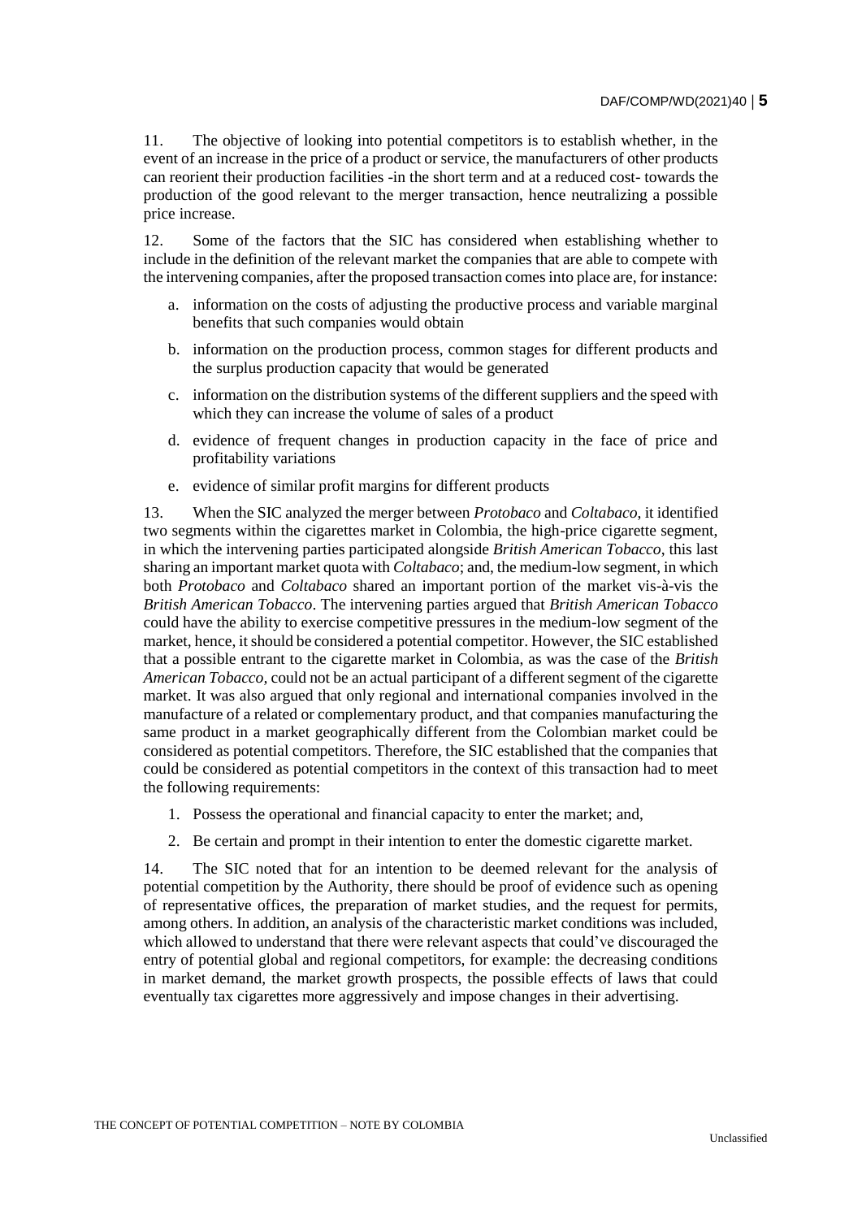11. The objective of looking into potential competitors is to establish whether, in the event of an increase in the price of a product or service, the manufacturers of other products can reorient their production facilities -in the short term and at a reduced cost- towards the production of the good relevant to the merger transaction, hence neutralizing a possible price increase.

12. Some of the factors that the SIC has considered when establishing whether to include in the definition of the relevant market the companies that are able to compete with the intervening companies, after the proposed transaction comes into place are, for instance:

a. information on the costs of adjusting the productive process and variable marginal benefits that such companies would obtain

b. information on the production process, common stages for different products and the surplus production capacity that would be generated

c. information on the distribution systems of the different suppliers and the speed with which they can increase the volume of sales of a product

d. evidence of frequent changes in production capacity in the face of price and profitability variations

e. evidence of similar profit margins for different products

13. When the SIC analyzed the merger between *Protobaco* and *Coltabaco*, it identified two segments within the cigarettes market in Colombia, the high-price cigarette segment, in which the intervening parties participated alongside *British American Tobacco*, this last sharing an important market quota with *Coltabaco*; and, the medium-low segment, in which both *Protobaco* and *Coltabaco* shared an important portion of the market vis-à-vis the *British American Tobacco*. The intervening parties argued that *British American Tobacco* could have the ability to exercise competitive pressures in the medium-low segment of the market, hence, it should be considered a potential competitor. However, the SIC established that a possible entrant to the cigarette market in Colombia, as was the case of the *British American Tobacco*, could not be an actual participant of a different segment of the cigarette market. It was also argued that only regional and international companies involved in the manufacture of a related or complementary product, and that companies manufacturing the same product in a market geographically different from the Colombian market could be considered as potential competitors. Therefore, the SIC established that the companies that could be considered as potential competitors in the context of this transaction had to meet the following requirements:

1. Possess the operational and financial capacity to enter the market; and,
2. Be certain and prompt in their intention to enter the domestic cigarette market.

14. The SIC noted that for an intention to be deemed relevant for the analysis of potential competition by the Authority, there should be proof of evidence such as opening of representative offices, the preparation of market studies, and the request for permits, among others. In addition, an analysis of the characteristic market conditions was included, which allowed to understand that there were relevant aspects that could've discouraged the entry of potential global and regional competitors, for example: the decreasing conditions in market demand, the market growth prospects, the possible effects of laws that could eventually tax cigarettes more aggressively and impose changes in their advertising.